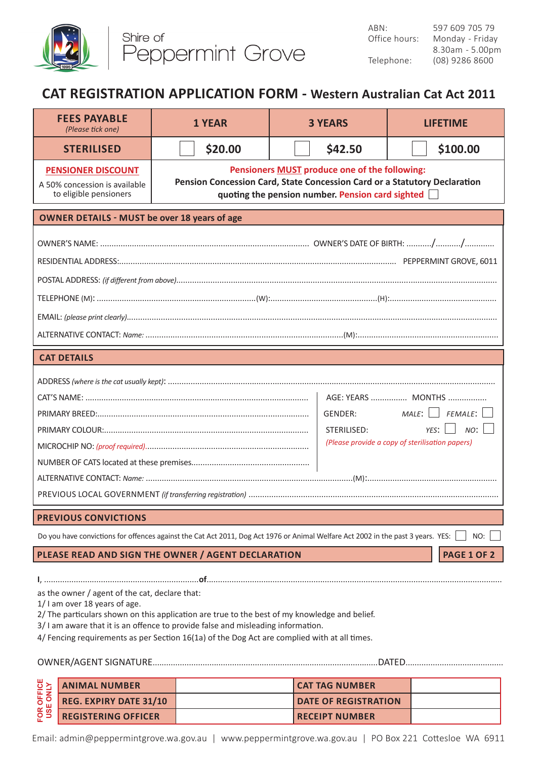Shire of Peppermint Grove

ABN: 597 609 705 79
Office hours: Monday - Friday 8.30am - 5.00pm
Telephone: (08) 9286 8600

# CAT REGISTRATION APPLICATION FORM - Western Australian Cat Act 2011

| **FEES PAYABLE** *(Please tick one)* | **1 YEAR** | **3 YEARS** | **LIFETIME** |
|---|---|---|---|
| **STERILISED** | ☐ **$20.00** | ☐ **$42.50** | ☐ **$100.00** |
| **PENSIONER DISCOUNT** A 50% concession is available to eligible pensioners | **Pensioners MUST produce one of the following: Pension Concession Card, State Concession Card or a Statutory Declaration quoting the pension number. Pension card sighted** ☐ | | |

## OWNER DETAILS - MUST be over 18 years of age

OWNER'S NAME: .......................................................................................... OWNER'S DATE OF BIRTH: ........../........../............

RESIDENTIAL ADDRESS:.................................................................................................................... PEPPERMINT GROVE, 6011

POSTAL ADDRESS: *(if different from above)*..............................................................................................................................

TELEPHONE (M): ....................................................................(W):...............................................(H):..............................................

EMAIL: *(please print clearly)*.................................................................................................................................................

ALTERNATIVE CONTACT: *Name:* .......................................................................................(M):...........................................................

## CAT DETAILS

ADDRESS *(where is the cat usually kept)*: ..........................................................................................................................

CAT'S NAME: ................................................................................. AGE: YEARS ............... MONTHS ................

PRIMARY BREED:............................................................................ GENDER: *MALE:* ☐ *FEMALE:* ☐

PRIMARY COLOUR:.......................................................................... STERILISED: *YES:* ☐ *NO:* ☐

MICROCHIP NO: *(proof required)*....................................................... *(Please provide a copy of sterilisation papers)*

NUMBER OF CATS located at these premises...................................................

ALTERNATIVE CONTACT: *Name:* ..........................................................................................(M):........................................................

PREVIOUS LOCAL GOVERNMENT *(if transferring registration)* ...................................................................................................

## PREVIOUS CONVICTIONS

Do you have convictions for offences against the Cat Act 2011, Dog Act 1976 or Animal Welfare Act 2002 in the past 3 years. YES: ☐ NO: ☐

## PLEASE READ AND SIGN THE OWNER / AGENT DECLARATION

I, ....................................................................of..............................................................................................................................

as the owner / agent of the cat, declare that:
1/ I am over 18 years of age.
2/ The particulars shown on this application are true to the best of my knowledge and belief.
3/ I am aware that it is an offence to provide false and misleading information.
4/ Fencing requirements as per Section 16(1a) of the Dog Act are complied with at all times.

OWNER/AGENT SIGNATURE.................................................................................................DATED..........................................

**FOR OFFICE USE ONLY**

| | | | |
|---|---|---|---|
| **ANIMAL NUMBER** | | **CAT TAG NUMBER** | |
| **REG. EXPIRY DATE 31/10** | | **DATE OF REGISTRATION** | |
| **REGISTERING OFFICER** | | **RECEIPT NUMBER** | |

Email: admin@peppermintgrove.wa.gov.au | www.peppermintgrove.wa.gov.au | PO Box 221 Cottesloe WA 6911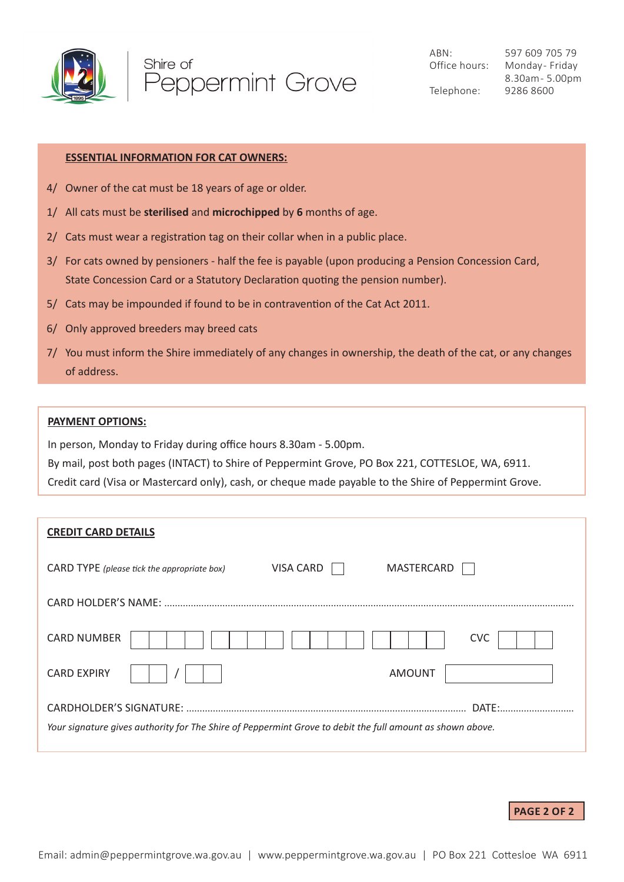Shire of
Peppermint Grove

ABN: 597 609 705 79
Office hours: Monday - Friday 8.30am - 5.00pm
Telephone: 9286 8600

**ESSENTIAL INFORMATION FOR CAT OWNERS:**

4/ Owner of the cat must be 18 years of age or older.

1/ All cats must be **sterilised** and **microchipped** by **6** months of age.

2/ Cats must wear a registration tag on their collar when in a public place.

3/ For cats owned by pensioners - half the fee is payable (upon producing a Pension Concession Card, State Concession Card or a Statutory Declaration quoting the pension number).

5/ Cats may be impounded if found to be in contravention of the Cat Act 2011.

6/ Only approved breeders may breed cats

7/ You must inform the Shire immediately of any changes in ownership, the death of the cat, or any changes of address.

**PAYMENT OPTIONS:**

In person, Monday to Friday during office hours 8.30am - 5.00pm.

By mail, post both pages (INTACT) to Shire of Peppermint Grove, PO Box 221, COTTESLOE, WA, 6911.

Credit card (Visa or Mastercard only), cash, or cheque made payable to the Shire of Peppermint Grove.

**CREDIT CARD DETAILS**

CARD TYPE *(please tick the appropriate box)* VISA CARD ☐ MASTERCARD ☐

CARD HOLDER'S NAME: ......................................................................................................................................

CARD NUMBER ☐☐☐☐ ☐☐☐☐ ☐☐☐☐ ☐☐☐☐ CVC ☐☐☐

CARD EXPIRY ☐☐ / ☐☐ AMOUNT ☐

CARDHOLDER'S SIGNATURE: .......................................................................................... DATE:...........................

*Your signature gives authority for The Shire of Peppermint Grove to debit the full amount as shown above.*

Email: admin@peppermintgrove.wa.gov.au | www.peppermintgrove.wa.gov.au | PO Box 221 Cottesloe WA 6911